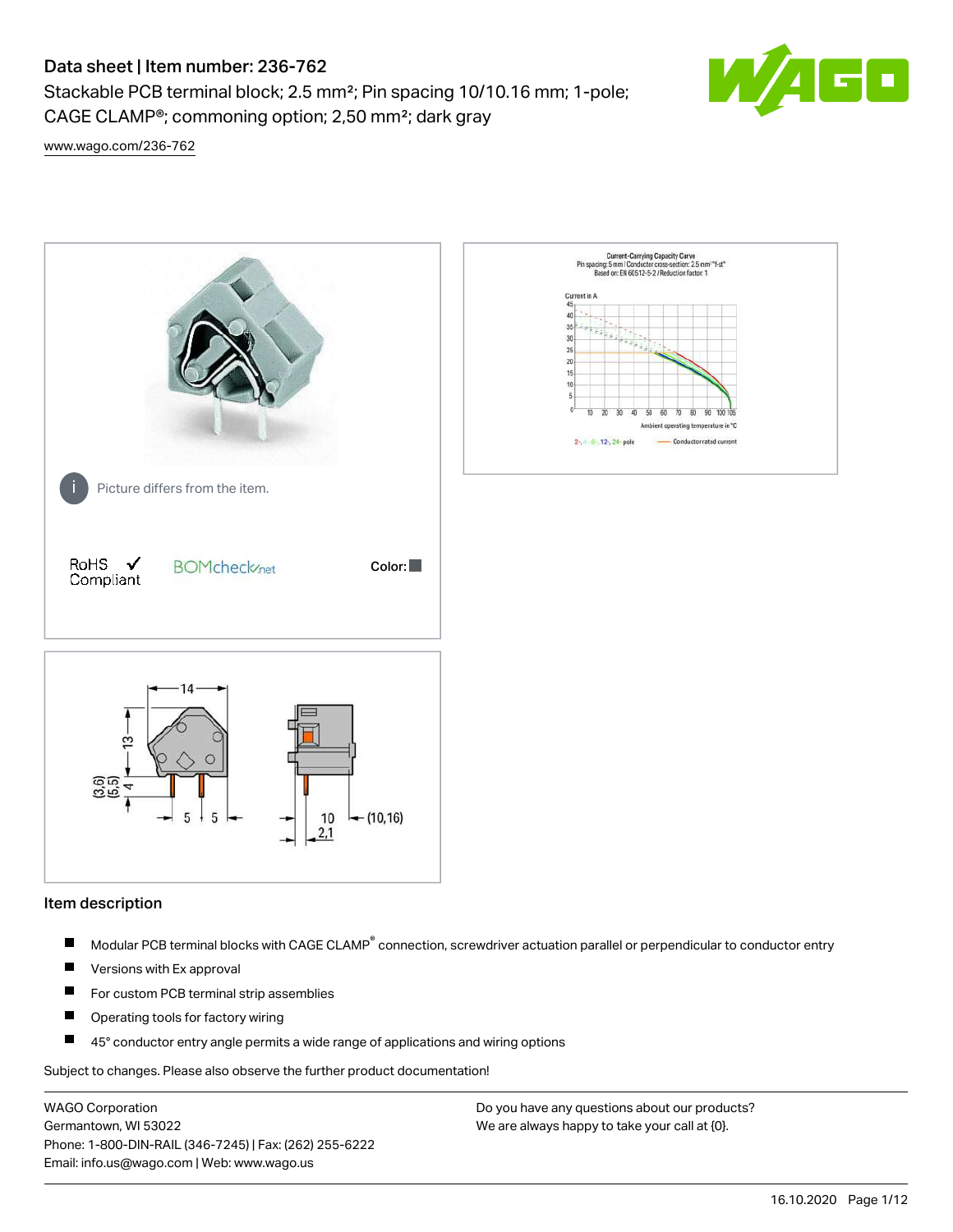# Data sheet | Item number: 236-762

Stackable PCB terminal block; 2.5 mm²; Pin spacing 10/10.16 mm; 1-pole; CAGE CLAMP®; commoning option; 2,50 mm²; dark gray

www.wago.com/236-762

Picture differs from the item.

RoHS ✓ Compliant

Color:

## Item description

- Modular PCB terminal blocks with CAGE CLAMP® connection, screwdriver actuation parallel or perpendicular to conductor entry
- Versions with Ex approval
- For custom PCB terminal strip assemblies
- Operating tools for factory wiring
- 45° conductor entry angle permits a wide range of applications and wiring options

Subject to changes. Please also observe the further product documentation!

WAGO Corporation
Germantown, WI 53022
Phone: 1-800-DIN-RAIL (346-7245) | Fax: (262) 255-6222
Email: info.us@wago.com | Web: www.wago.us

Do you have any questions about our products?
We are always happy to take your call at {0}.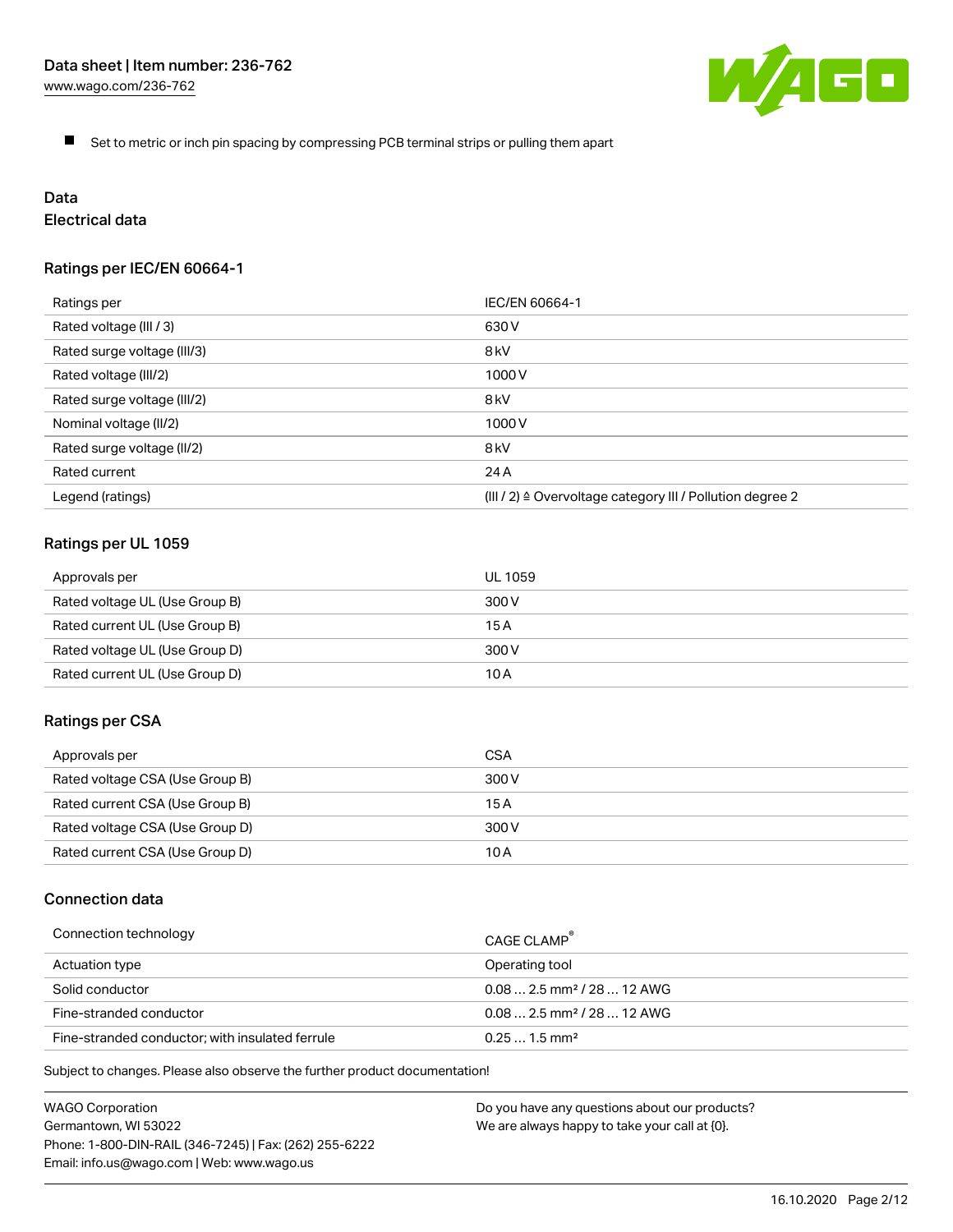- Set to metric or inch pin spacing by compressing PCB terminal strips or pulling them apart

## Data

### Electrical data

#### Ratings per IEC/EN 60664-1

| Ratings per | IEC/EN 60664-1 |
| --- | --- |
| Rated voltage (III / 3) | 630 V |
| Rated surge voltage (III/3) | 8 kV |
| Rated voltage (III/2) | 1000 V |
| Rated surge voltage (III/2) | 8 kV |
| Nominal voltage (II/2) | 1000 V |
| Rated surge voltage (II/2) | 8 kV |
| Rated current | 24 A |
| Legend (ratings) | (III / 2) ≙ Overvoltage category III / Pollution degree 2 |

#### Ratings per UL 1059

| Approvals per | UL 1059 |
| --- | --- |
| Rated voltage UL (Use Group B) | 300 V |
| Rated current UL (Use Group B) | 15 A |
| Rated voltage UL (Use Group D) | 300 V |
| Rated current UL (Use Group D) | 10 A |

#### Ratings per CSA

| Approvals per | CSA |
| --- | --- |
| Rated voltage CSA (Use Group B) | 300 V |
| Rated current CSA (Use Group B) | 15 A |
| Rated voltage CSA (Use Group D) | 300 V |
| Rated current CSA (Use Group D) | 10 A |

### Connection data

| Connection technology | CAGE CLAMP® |
| --- | --- |
| Actuation type | Operating tool |
| Solid conductor | 0.08 … 2.5 mm² / 28 … 12 AWG |
| Fine-stranded conductor | 0.08 … 2.5 mm² / 28 … 12 AWG |
| Fine-stranded conductor; with insulated ferrule | 0.25 … 1.5 mm² |

Subject to changes. Please also observe the further product documentation!

WAGO Corporation
Germantown, WI 53022
Phone: 1-800-DIN-RAIL (346-7245) | Fax: (262) 255-6222
Email: info.us@wago.com | Web: www.wago.us

Do you have any questions about our products?
We are always happy to take your call at {0}.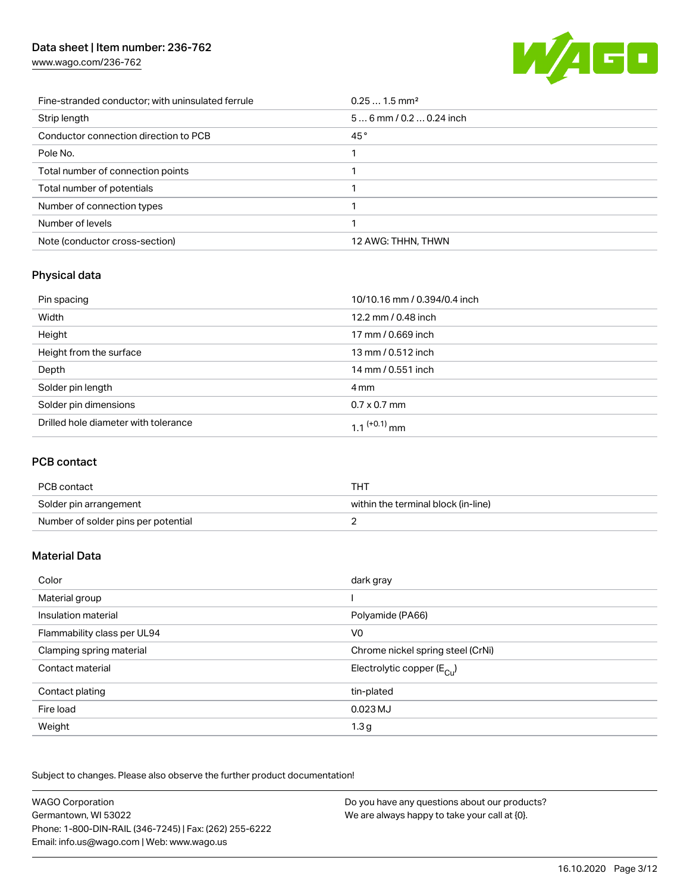| | |
|---|---|
| Fine-stranded conductor; with uninsulated ferrule | 0.25 … 1.5 mm² |
| Strip length | 5 … 6 mm / 0.2 … 0.24 inch |
| Conductor connection direction to PCB | 45 ° |
| Pole No. | 1 |
| Total number of connection points | 1 |
| Total number of potentials | 1 |
| Number of connection types | 1 |
| Number of levels | 1 |
| Note (conductor cross-section) | 12 AWG: THHN, THWN |

## Physical data

| | |
|---|---|
| Pin spacing | 10/10.16 mm / 0.394/0.4 inch |
| Width | 12.2 mm / 0.48 inch |
| Height | 17 mm / 0.669 inch |
| Height from the surface | 13 mm / 0.512 inch |
| Depth | 14 mm / 0.551 inch |
| Solder pin length | 4 mm |
| Solder pin dimensions | 0.7 x 0.7 mm |
| Drilled hole diameter with tolerance | $1.1^{(+0.1)}$ mm |

## PCB contact

| | |
|---|---|
| PCB contact | THT |
| Solder pin arrangement | within the terminal block (in-line) |
| Number of solder pins per potential | 2 |

## Material Data

| | |
|---|---|
| Color | dark gray |
| Material group | I |
| Insulation material | Polyamide (PA66) |
| Flammability class per UL94 | V0 |
| Clamping spring material | Chrome nickel spring steel (CrNi) |
| Contact material | Electrolytic copper ($E_{Cu}$) |
| Contact plating | tin-plated |
| Fire load | 0.023 MJ |
| Weight | 1.3 g |

Subject to changes. Please also observe the further product documentation!

WAGO Corporation
Germantown, WI 53022
Phone: 1-800-DIN-RAIL (346-7245) | Fax: (262) 255-6222
Email: info.us@wago.com | Web: www.wago.us

Do you have any questions about our products?
We are always happy to take your call at {0}.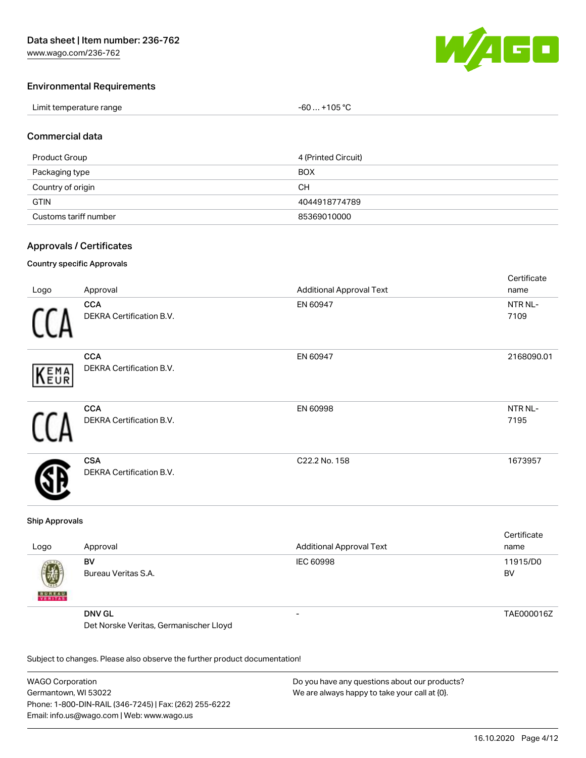## Environmental Requirements

| Limit temperature range | -60 … +105 °C |
|---|---|

## Commercial data

| Product Group | 4 (Printed Circuit) |
|---|---|
| Packaging type | BOX |
| Country of origin | CH |
| GTIN | 4044918774789 |
| Customs tariff number | 85369010000 |

## Approvals / Certificates

### Country specific Approvals

| Logo | Approval | Additional Approval Text | Certificate name |
|---|---|---|---|
| | **CCA**<br>DEKRA Certification B.V. | EN 60947 | NTR NL-7109 |
| | **CCA**<br>DEKRA Certification B.V. | EN 60947 | 2168090.01 |
| | **CCA**<br>DEKRA Certification B.V. | EN 60998 | NTR NL-7195 |
| | **CSA**<br>DEKRA Certification B.V. | C22.2 No. 158 | 1673957 |

### Ship Approvals

| Logo | Approval | Additional Approval Text | Certificate name |
|---|---|---|---|
| | **BV**<br>Bureau Veritas S.A. | IEC 60998 | 11915/D0 BV |
| | **DNV GL**<br>Det Norske Veritas, Germanischer Lloyd | - | TAE000016Z |

Subject to changes. Please also observe the further product documentation!

WAGO Corporation
Germantown, WI 53022
Phone: 1-800-DIN-RAIL (346-7245) | Fax: (262) 255-6222
Email: info.us@wago.com | Web: www.wago.us

Do you have any questions about our products?
We are always happy to take your call at {0}.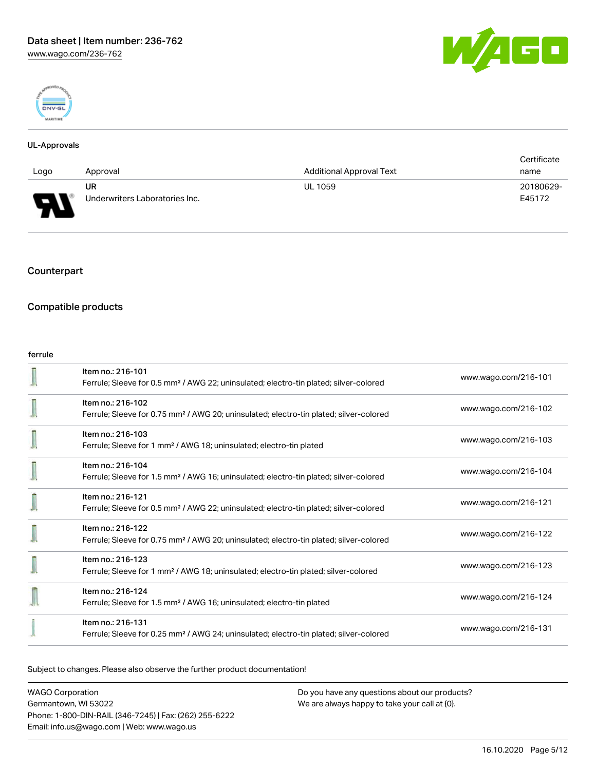#### UL-Approvals

| Logo | Approval | Additional Approval Text | Certificate name |
| --- | --- | --- | --- |
| | UR<br>Underwriters Laboratories Inc. | UL 1059 | 20180629-E45172 |

## Counterpart

## Compatible products

ferrule

| | | |
| --- | --- | --- |
| | Item no.: 216-101<br>Ferrule; Sleeve for 0.5 mm² / AWG 22; uninsulated; electro-tin plated; silver-colored | www.wago.com/216-101 |
| | Item no.: 216-102<br>Ferrule; Sleeve for 0.75 mm² / AWG 20; uninsulated; electro-tin plated; silver-colored | www.wago.com/216-102 |
| | Item no.: 216-103<br>Ferrule; Sleeve for 1 mm² / AWG 18; uninsulated; electro-tin plated | www.wago.com/216-103 |
| | Item no.: 216-104<br>Ferrule; Sleeve for 1.5 mm² / AWG 16; uninsulated; electro-tin plated; silver-colored | www.wago.com/216-104 |
| | Item no.: 216-121<br>Ferrule; Sleeve for 0.5 mm² / AWG 22; uninsulated; electro-tin plated; silver-colored | www.wago.com/216-121 |
| | Item no.: 216-122<br>Ferrule; Sleeve for 0.75 mm² / AWG 20; uninsulated; electro-tin plated; silver-colored | www.wago.com/216-122 |
| | Item no.: 216-123<br>Ferrule; Sleeve for 1 mm² / AWG 18; uninsulated; electro-tin plated; silver-colored | www.wago.com/216-123 |
| | Item no.: 216-124<br>Ferrule; Sleeve for 1.5 mm² / AWG 16; uninsulated; electro-tin plated | www.wago.com/216-124 |
| | Item no.: 216-131<br>Ferrule; Sleeve for 0.25 mm² / AWG 24; uninsulated; electro-tin plated; silver-colored | www.wago.com/216-131 |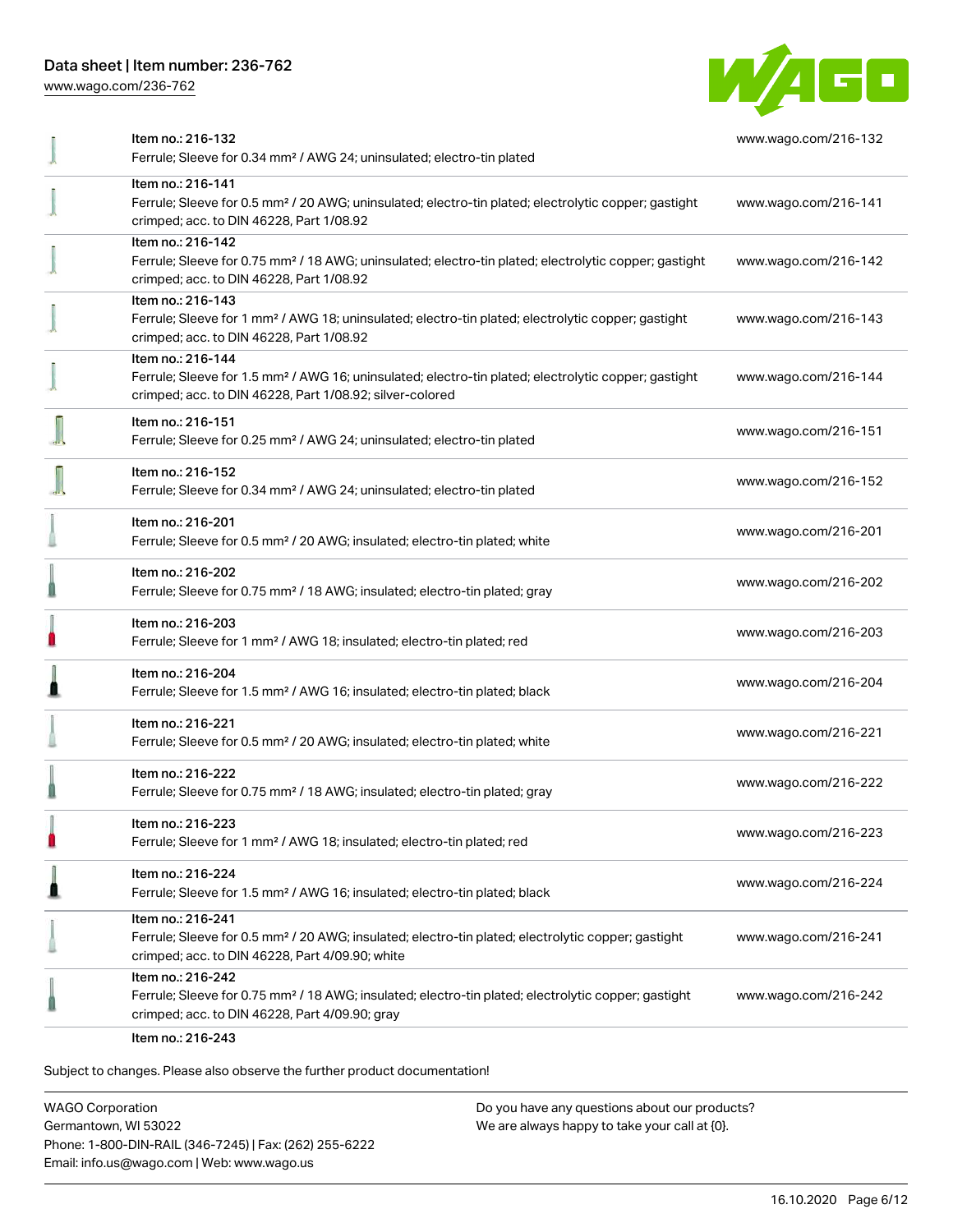| Item | Description | Link |
| --- | --- | --- |
| Item no.: 216-132 | Ferrule; Sleeve for 0.34 mm² / AWG 24; uninsulated; electro-tin plated | www.wago.com/216-132 |
| Item no.: 216-141 | Ferrule; Sleeve for 0.5 mm² / 20 AWG; uninsulated; electro-tin plated; electrolytic copper; gastight crimped; acc. to DIN 46228, Part 1/08.92 | www.wago.com/216-141 |
| Item no.: 216-142 | Ferrule; Sleeve for 0.75 mm² / 18 AWG; uninsulated; electro-tin plated; electrolytic copper; gastight crimped; acc. to DIN 46228, Part 1/08.92 | www.wago.com/216-142 |
| Item no.: 216-143 | Ferrule; Sleeve for 1 mm² / AWG 18; uninsulated; electro-tin plated; electrolytic copper; gastight crimped; acc. to DIN 46228, Part 1/08.92 | www.wago.com/216-143 |
| Item no.: 216-144 | Ferrule; Sleeve for 1.5 mm² / AWG 16; uninsulated; electro-tin plated; electrolytic copper; gastight crimped; acc. to DIN 46228, Part 1/08.92; silver-colored | www.wago.com/216-144 |
| Item no.: 216-151 | Ferrule; Sleeve for 0.25 mm² / AWG 24; uninsulated; electro-tin plated | www.wago.com/216-151 |
| Item no.: 216-152 | Ferrule; Sleeve for 0.34 mm² / AWG 24; uninsulated; electro-tin plated | www.wago.com/216-152 |
| Item no.: 216-201 | Ferrule; Sleeve for 0.5 mm² / 20 AWG; insulated; electro-tin plated; white | www.wago.com/216-201 |
| Item no.: 216-202 | Ferrule; Sleeve for 0.75 mm² / 18 AWG; insulated; electro-tin plated; gray | www.wago.com/216-202 |
| Item no.: 216-203 | Ferrule; Sleeve for 1 mm² / AWG 18; insulated; electro-tin plated; red | www.wago.com/216-203 |
| Item no.: 216-204 | Ferrule; Sleeve for 1.5 mm² / AWG 16; insulated; electro-tin plated; black | www.wago.com/216-204 |
| Item no.: 216-221 | Ferrule; Sleeve for 0.5 mm² / 20 AWG; insulated; electro-tin plated; white | www.wago.com/216-221 |
| Item no.: 216-222 | Ferrule; Sleeve for 0.75 mm² / 18 AWG; insulated; electro-tin plated; gray | www.wago.com/216-222 |
| Item no.: 216-223 | Ferrule; Sleeve for 1 mm² / AWG 18; insulated; electro-tin plated; red | www.wago.com/216-223 |
| Item no.: 216-224 | Ferrule; Sleeve for 1.5 mm² / AWG 16; insulated; electro-tin plated; black | www.wago.com/216-224 |
| Item no.: 216-241 | Ferrule; Sleeve for 0.5 mm² / 20 AWG; insulated; electro-tin plated; electrolytic copper; gastight crimped; acc. to DIN 46228, Part 4/09.90; white | www.wago.com/216-241 |
| Item no.: 216-242 | Ferrule; Sleeve for 0.75 mm² / 18 AWG; insulated; electro-tin plated; electrolytic copper; gastight crimped; acc. to DIN 46228, Part 4/09.90; gray | www.wago.com/216-242 |
| Item no.: 216-243 | | |

Subject to changes. Please also observe the further product documentation!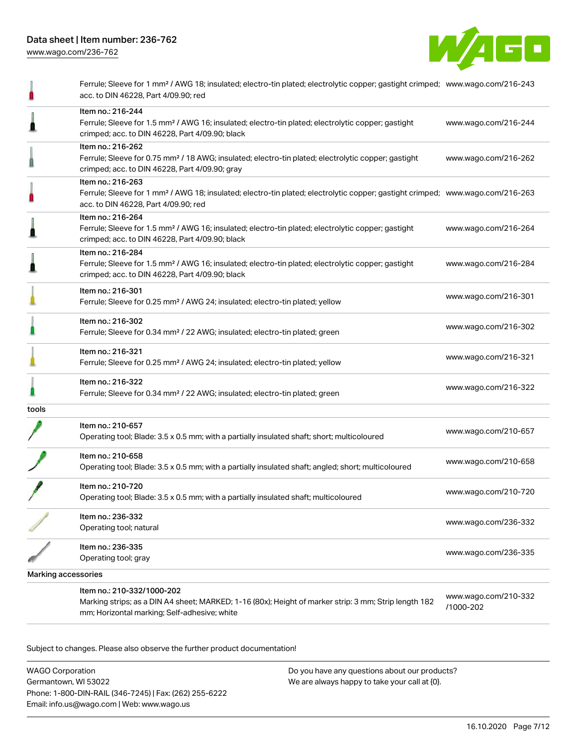| | | |
|---|---|---|
| | Ferrule; Sleeve for 1 mm² / AWG 18; insulated; electro-tin plated; electrolytic copper; gastight crimped; acc. to DIN 46228, Part 4/09.90; red | www.wago.com/216-243 |
| | Item no.: 216-244<br>Ferrule; Sleeve for 1.5 mm² / AWG 16; insulated; electro-tin plated; electrolytic copper; gastight crimped; acc. to DIN 46228, Part 4/09.90; black | www.wago.com/216-244 |
| | Item no.: 216-262<br>Ferrule; Sleeve for 0.75 mm² / 18 AWG; insulated; electro-tin plated; electrolytic copper; gastight crimped; acc. to DIN 46228, Part 4/09.90; gray | www.wago.com/216-262 |
| | Item no.: 216-263<br>Ferrule; Sleeve for 1 mm² / AWG 18; insulated; electro-tin plated; electrolytic copper; gastight crimped; acc. to DIN 46228, Part 4/09.90; red | www.wago.com/216-263 |
| | Item no.: 216-264<br>Ferrule; Sleeve for 1.5 mm² / AWG 16; insulated; electro-tin plated; electrolytic copper; gastight crimped; acc. to DIN 46228, Part 4/09.90; black | www.wago.com/216-264 |
| | Item no.: 216-284<br>Ferrule; Sleeve for 1.5 mm² / AWG 16; insulated; electro-tin plated; electrolytic copper; gastight crimped; acc. to DIN 46228, Part 4/09.90; black | www.wago.com/216-284 |
| | Item no.: 216-301<br>Ferrule; Sleeve for 0.25 mm² / AWG 24; insulated; electro-tin plated; yellow | www.wago.com/216-301 |
| | Item no.: 216-302<br>Ferrule; Sleeve for 0.34 mm² / 22 AWG; insulated; electro-tin plated; green | www.wago.com/216-302 |
| | Item no.: 216-321<br>Ferrule; Sleeve for 0.25 mm² / AWG 24; insulated; electro-tin plated; yellow | www.wago.com/216-321 |
| | Item no.: 216-322<br>Ferrule; Sleeve for 0.34 mm² / 22 AWG; insulated; electro-tin plated; green | www.wago.com/216-322 |
| tools | | |
| | Item no.: 210-657<br>Operating tool; Blade: 3.5 x 0.5 mm; with a partially insulated shaft; short; multicoloured | www.wago.com/210-657 |
| | Item no.: 210-658<br>Operating tool; Blade: 3.5 x 0.5 mm; with a partially insulated shaft; angled; short; multicoloured | www.wago.com/210-658 |
| | Item no.: 210-720<br>Operating tool; Blade: 3.5 x 0.5 mm; with a partially insulated shaft; multicoloured | www.wago.com/210-720 |
| | Item no.: 236-332<br>Operating tool; natural | www.wago.com/236-332 |
| | Item no.: 236-335<br>Operating tool; gray | www.wago.com/236-335 |
| Marking accessories | | |
| | Item no.: 210-332/1000-202<br>Marking strips; as a DIN A4 sheet; MARKED; 1-16 (80x); Height of marker strip: 3 mm; Strip length 182 mm; Horizontal marking; Self-adhesive; white | www.wago.com/210-332/1000-202 |

Subject to changes. Please also observe the further product documentation!

WAGO Corporation
Germantown, WI 53022
Phone: 1-800-DIN-RAIL (346-7245) | Fax: (262) 255-6222
Email: info.us@wago.com | Web: www.wago.us

Do you have any questions about our products?
We are always happy to take your call at {0}.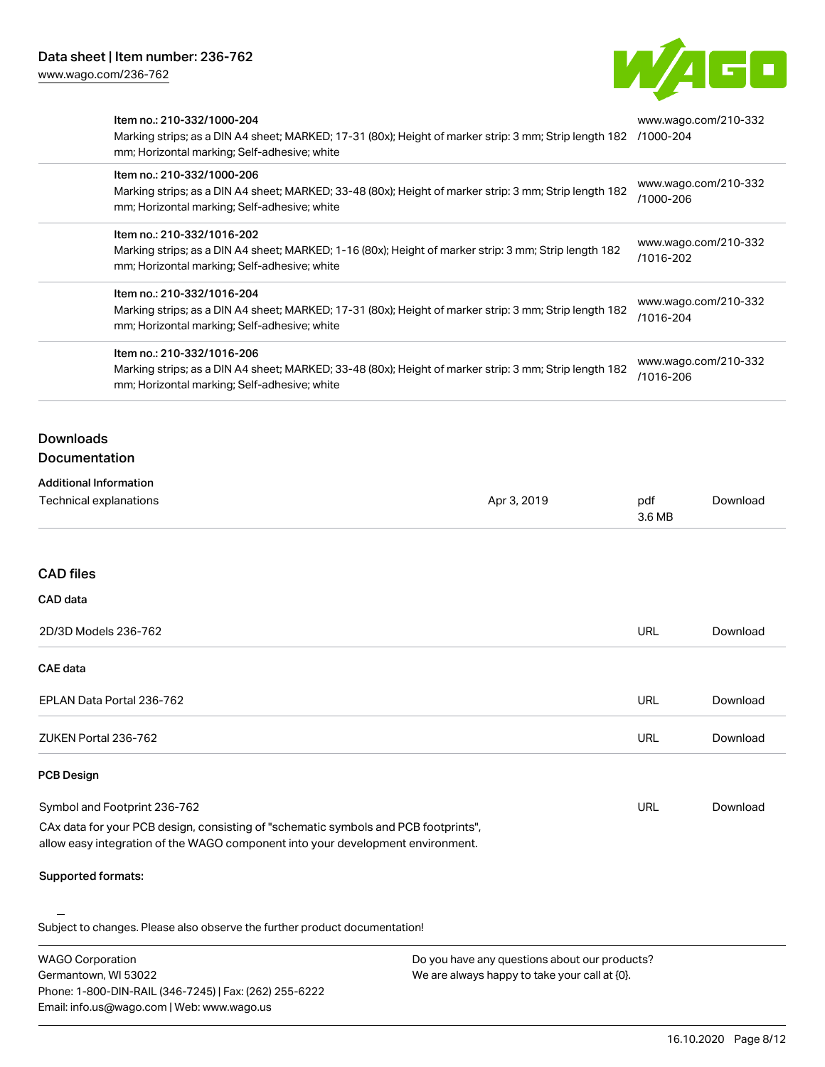| | |
|---|---|
| Item no.: 210-332/1000-204<br>Marking strips; as a DIN A4 sheet; MARKED; 17-31 (80x); Height of marker strip: 3 mm; Strip length 182 mm; Horizontal marking; Self-adhesive; white | www.wago.com/210-332/1000-204 |
| Item no.: 210-332/1000-206<br>Marking strips; as a DIN A4 sheet; MARKED; 33-48 (80x); Height of marker strip: 3 mm; Strip length 182 mm; Horizontal marking; Self-adhesive; white | www.wago.com/210-332/1000-206 |
| Item no.: 210-332/1016-202<br>Marking strips; as a DIN A4 sheet; MARKED; 1-16 (80x); Height of marker strip: 3 mm; Strip length 182 mm; Horizontal marking; Self-adhesive; white | www.wago.com/210-332/1016-202 |
| Item no.: 210-332/1016-204<br>Marking strips; as a DIN A4 sheet; MARKED; 17-31 (80x); Height of marker strip: 3 mm; Strip length 182 mm; Horizontal marking; Self-adhesive; white | www.wago.com/210-332/1016-204 |
| Item no.: 210-332/1016-206<br>Marking strips; as a DIN A4 sheet; MARKED; 33-48 (80x); Height of marker strip: 3 mm; Strip length 182 mm; Horizontal marking; Self-adhesive; white | www.wago.com/210-332/1016-206 |

## Downloads

### Documentation

**Additional Information**

| | | | |
|---|---|---|---|
| Technical explanations | Apr 3, 2019 | pdf<br>3.6 MB | Download |

### CAD files

**CAD data**

| | | |
|---|---|---|
| 2D/3D Models 236-762 | URL | Download |

**CAE data**

| | | |
|---|---|---|
| EPLAN Data Portal 236-762 | URL | Download |
| ZUKEN Portal 236-762 | URL | Download |

**PCB Design**

| | | |
|---|---|---|
| Symbol and Footprint 236-762 | URL | Download |

CAx data for your PCB design, consisting of "schematic symbols and PCB footprints", allow easy integration of the WAGO component into your development environment.

**Supported formats:**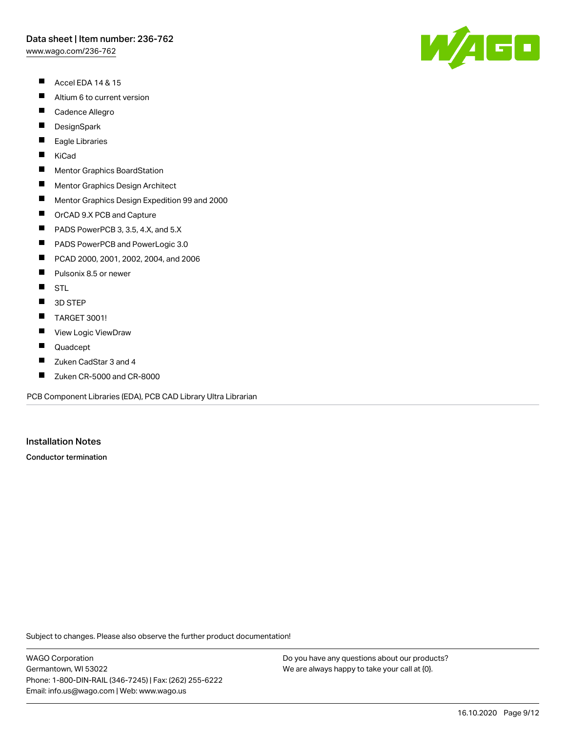- Accel EDA 14 & 15
- Altium 6 to current version
- Cadence Allegro
- DesignSpark
- Eagle Libraries
- KiCad
- Mentor Graphics BoardStation
- Mentor Graphics Design Architect
- Mentor Graphics Design Expedition 99 and 2000
- OrCAD 9.X PCB and Capture
- PADS PowerPCB 3, 3.5, 4.X, and 5.X
- PADS PowerPCB and PowerLogic 3.0
- PCAD 2000, 2001, 2002, 2004, and 2006
- Pulsonix 8.5 or newer
- STL
- 3D STEP
- TARGET 3001!
- View Logic ViewDraw
- Quadcept
- Zuken CadStar 3 and 4
- Zuken CR-5000 and CR-8000

PCB Component Libraries (EDA), PCB CAD Library Ultra Librarian

## Installation Notes

**Conductor termination**

Subject to changes. Please also observe the further product documentation!

WAGO Corporation
Germantown, WI 53022
Phone: 1-800-DIN-RAIL (346-7245) | Fax: (262) 255-6222
Email: info.us@wago.com | Web: www.wago.us

Do you have any questions about our products?
We are always happy to take your call at {0}.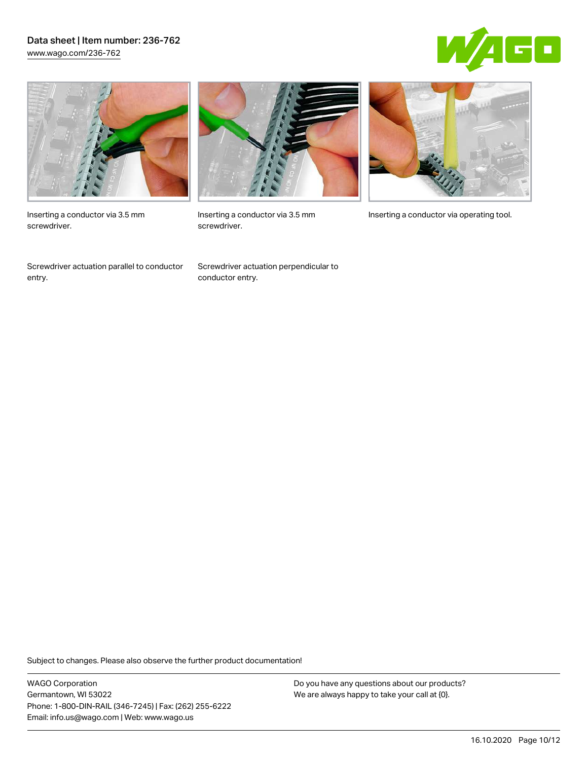Inserting a conductor via 3.5 mm screwdriver.

Inserting a conductor via 3.5 mm screwdriver.

Inserting a conductor via operating tool.

Screwdriver actuation parallel to conductor entry.

Screwdriver actuation perpendicular to conductor entry.

Subject to changes. Please also observe the further product documentation!

WAGO Corporation
Germantown, WI 53022
Phone: 1-800-DIN-RAIL (346-7245) | Fax: (262) 255-6222
Email: info.us@wago.com | Web: www.wago.us

Do you have any questions about our products?
We are always happy to take your call at {0}.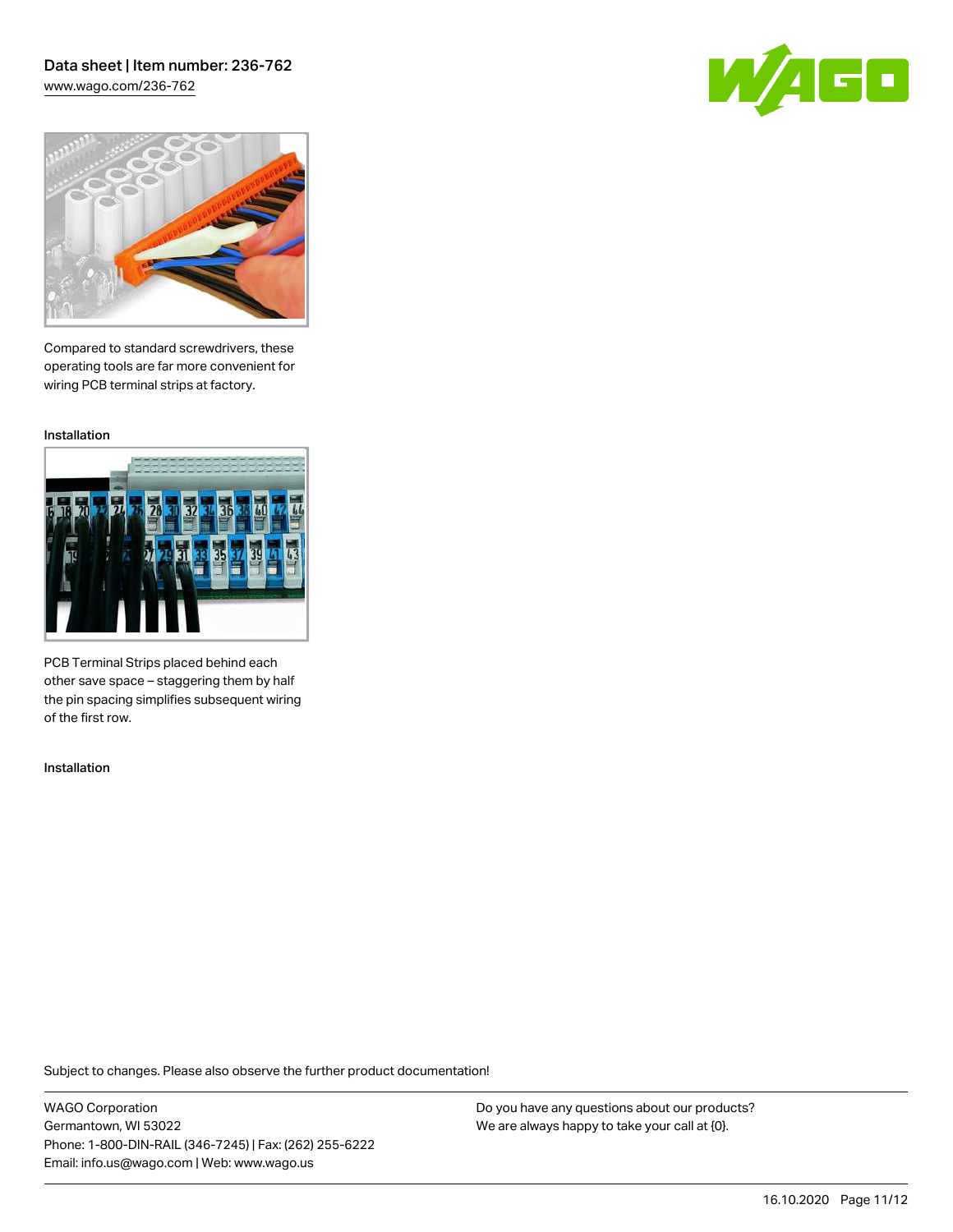Compared to standard screwdrivers, these operating tools are far more convenient for wiring PCB terminal strips at factory.

Installation

PCB Terminal Strips placed behind each other save space – staggering them by half the pin spacing simplifies subsequent wiring of the first row.

Installation

Subject to changes. Please also observe the further product documentation!

WAGO Corporation
Germantown, WI 53022
Phone: 1-800-DIN-RAIL (346-7245) | Fax: (262) 255-6222
Email: info.us@wago.com | Web: www.wago.us

Do you have any questions about our products?
We are always happy to take your call at {0}.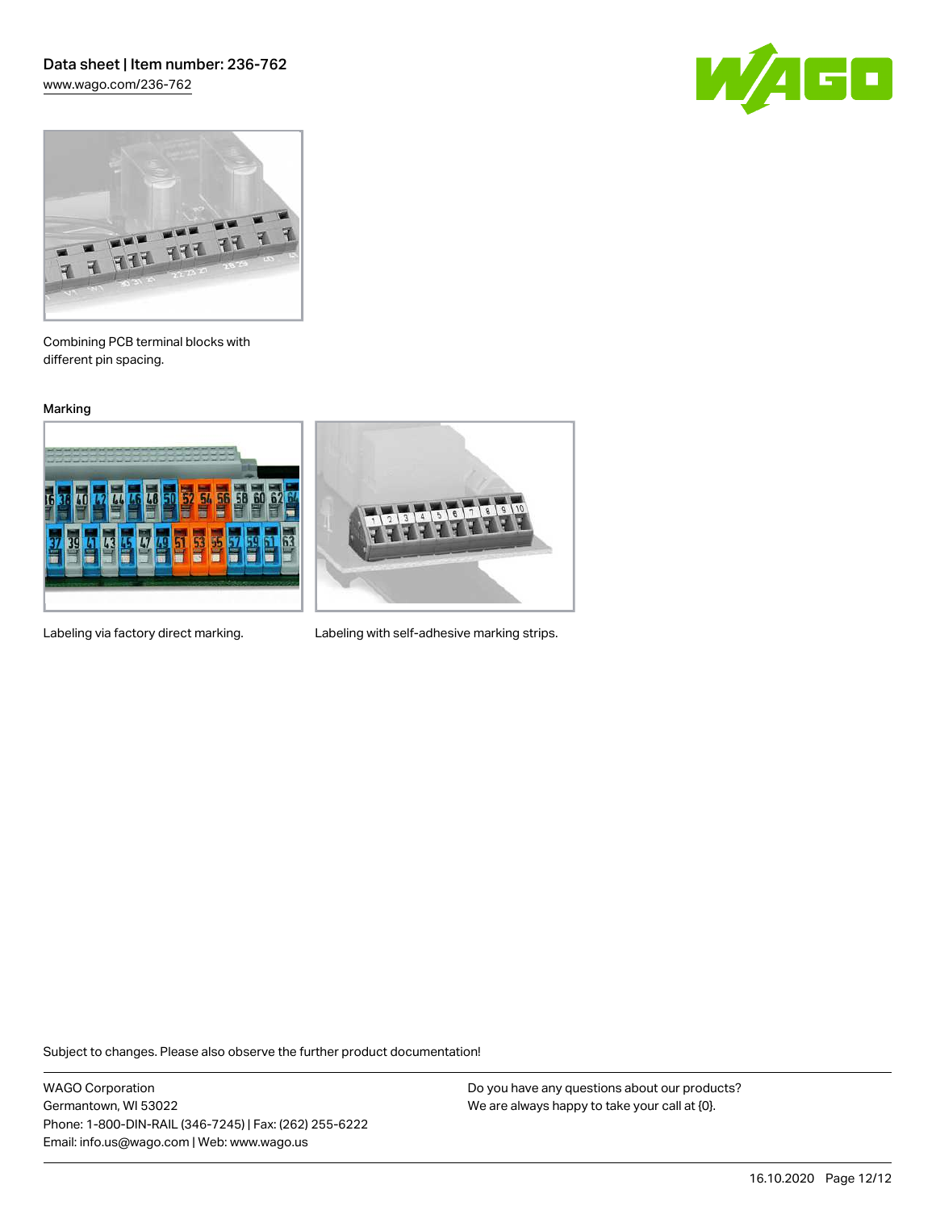Combining PCB terminal blocks with different pin spacing.

## Marking

Labeling via factory direct marking.

Labeling with self-adhesive marking strips.

Subject to changes. Please also observe the further product documentation!

WAGO Corporation
Germantown, WI 53022
Phone: 1-800-DIN-RAIL (346-7245) | Fax: (262) 255-6222
Email: info.us@wago.com | Web: www.wago.us

Do you have any questions about our products?
We are always happy to take your call at {0}.